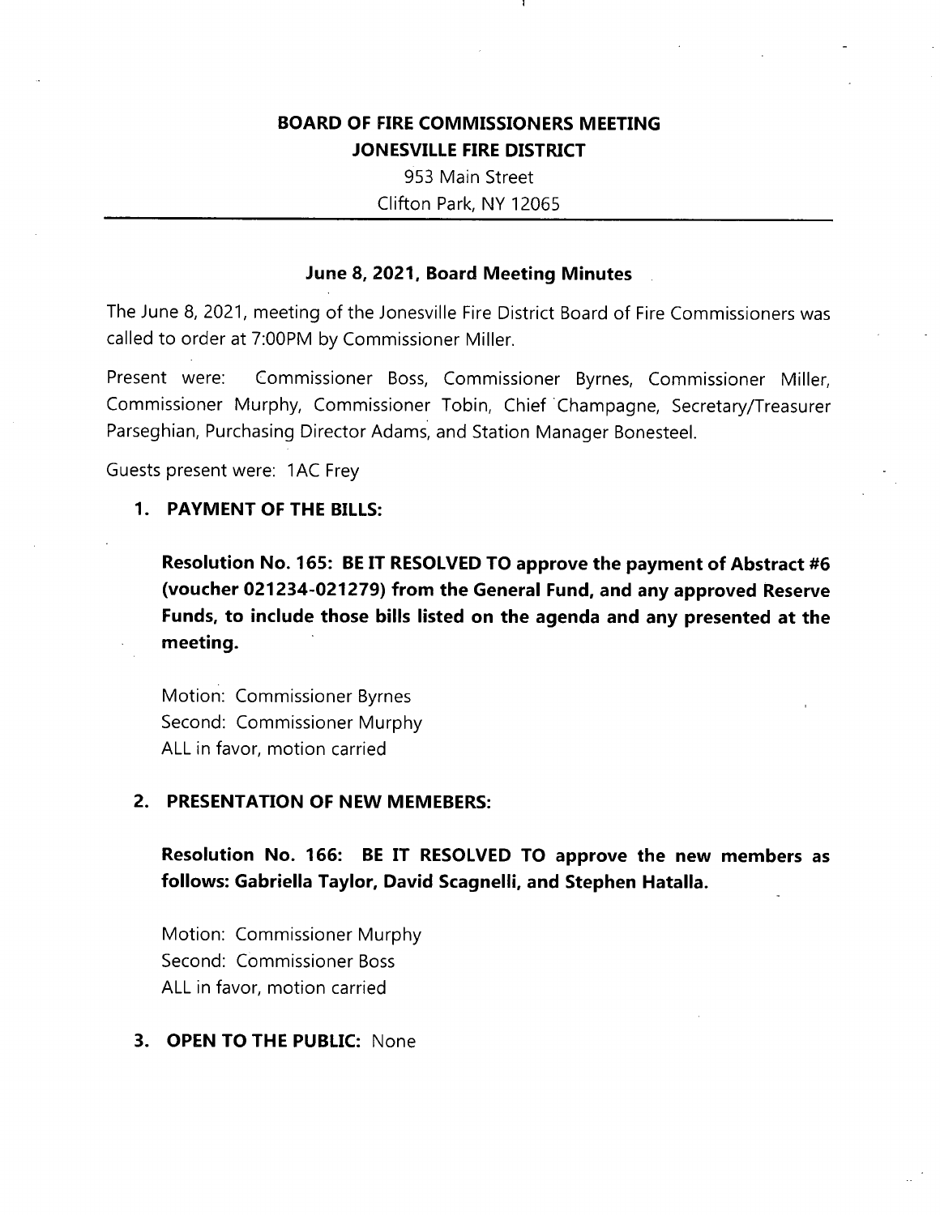# BOARD OF FIRE COMMISSIONERS MEETING
# JONESVILLE FIRE DISTRICT

953 Main Street
Clifton Park, NY 12065

---

### June 8, 2021, Board Meeting Minutes

The June 8, 2021, meeting of the Jonesville Fire District Board of Fire Commissioners was called to order at 7:00PM by Commissioner Miller.

Present were: Commissioner Boss, Commissioner Byrnes, Commissioner Miller, Commissioner Murphy, Commissioner Tobin, Chief Champagne, Secretary/Treasurer Parseghian, Purchasing Director Adams, and Station Manager Bonesteel.

Guests present were: 1AC Frey

1. **PAYMENT OF THE BILLS:**

   **Resolution No. 165: BE IT RESOLVED TO approve the payment of Abstract #6 (voucher 021234-021279) from the General Fund, and any approved Reserve Funds, to include those bills listed on the agenda and any presented at the meeting.**

   Motion: Commissioner Byrnes
   Second: Commissioner Murphy
   ALL in favor, motion carried

2. **PRESENTATION OF NEW MEMEBERS:**

   **Resolution No. 166: BE IT RESOLVED TO approve the new members as follows: Gabriella Taylor, David Scagnelli, and Stephen Hatalla.**

   Motion: Commissioner Murphy
   Second: Commissioner Boss
   ALL in favor, motion carried

3. **OPEN TO THE PUBLIC:** None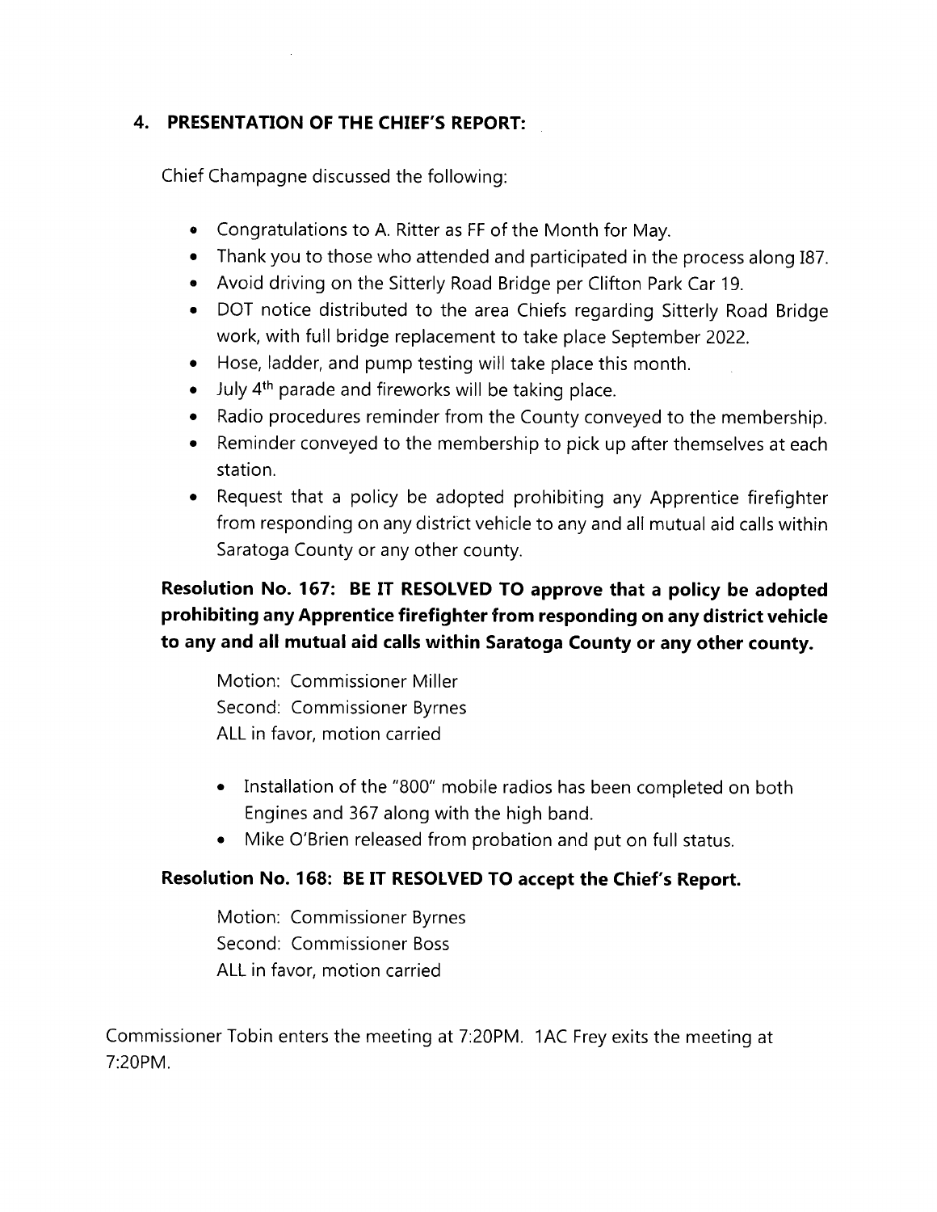## 4. PRESENTATION OF THE CHIEF'S REPORT:

Chief Champagne discussed the following:

- Congratulations to A. Ritter as FF of the Month for May.
- Thank you to those who attended and participated in the process along I87.
- Avoid driving on the Sitterly Road Bridge per Clifton Park Car 19.
- DOT notice distributed to the area Chiefs regarding Sitterly Road Bridge work, with full bridge replacement to take place September 2022.
- Hose, ladder, and pump testing will take place this month.
- July 4th parade and fireworks will be taking place.
- Radio procedures reminder from the County conveyed to the membership.
- Reminder conveyed to the membership to pick up after themselves at each station.
- Request that a policy be adopted prohibiting any Apprentice firefighter from responding on any district vehicle to any and all mutual aid calls within Saratoga County or any other county.

**Resolution No. 167: BE IT RESOLVED TO approve that a policy be adopted prohibiting any Apprentice firefighter from responding on any district vehicle to any and all mutual aid calls within Saratoga County or any other county.**

Motion: Commissioner Miller
Second: Commissioner Byrnes
ALL in favor, motion carried

- Installation of the "800" mobile radios has been completed on both Engines and 367 along with the high band.
- Mike O'Brien released from probation and put on full status.

**Resolution No. 168: BE IT RESOLVED TO accept the Chief's Report.**

Motion: Commissioner Byrnes
Second: Commissioner Boss
ALL in favor, motion carried

Commissioner Tobin enters the meeting at 7:20PM. 1AC Frey exits the meeting at 7:20PM.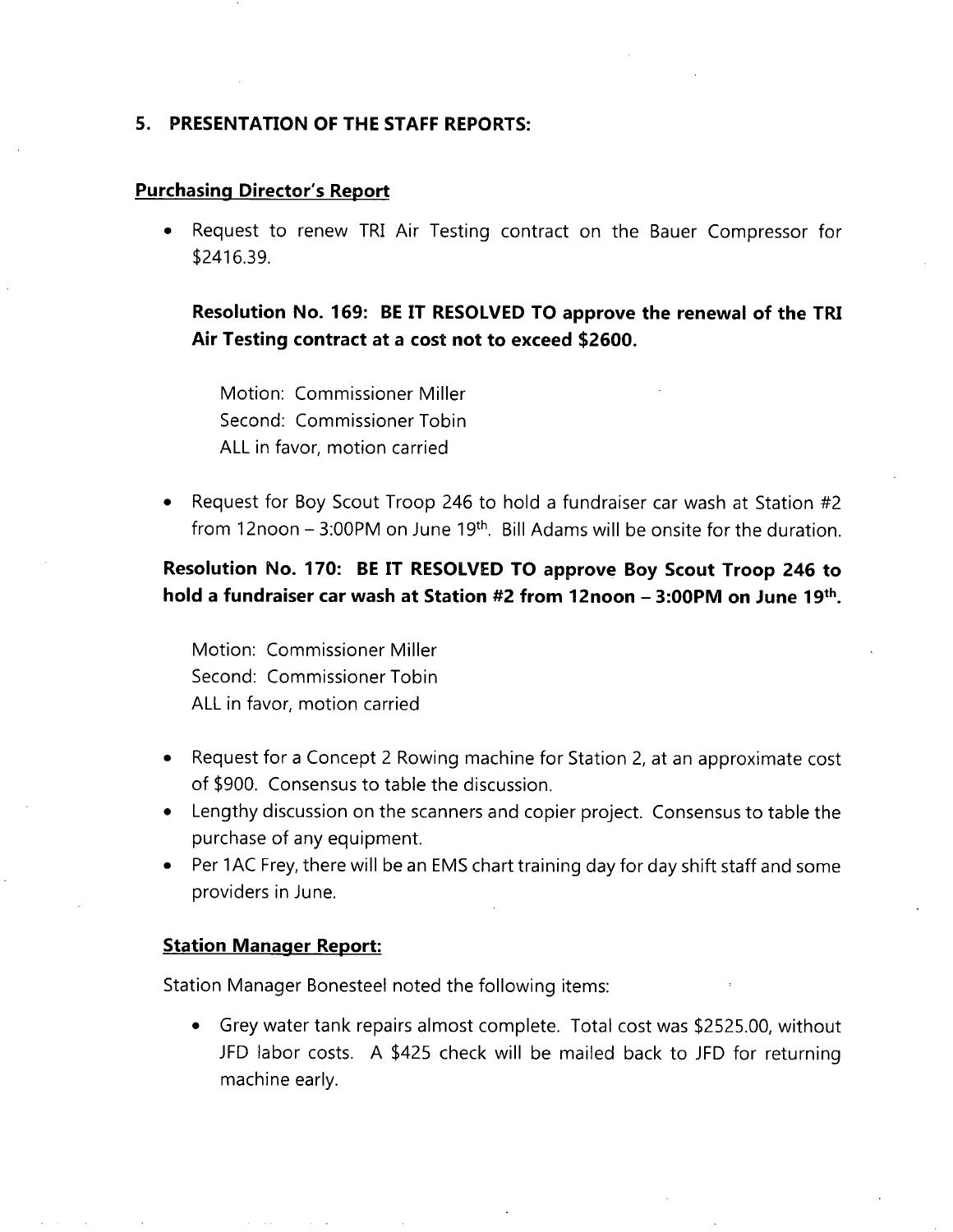## 5. PRESENTATION OF THE STAFF REPORTS:

### Purchasing Director's Report

- Request to renew TRI Air Testing contract on the Bauer Compressor for $2416.39.

**Resolution No. 169: BE IT RESOLVED TO approve the renewal of the TRI Air Testing contract at a cost not to exceed $2600.**

Motion: Commissioner Miller
Second: Commissioner Tobin
ALL in favor, motion carried

- Request for Boy Scout Troop 246 to hold a fundraiser car wash at Station #2 from 12noon – 3:00PM on June 19th. Bill Adams will be onsite for the duration.

**Resolution No. 170: BE IT RESOLVED TO approve Boy Scout Troop 246 to hold a fundraiser car wash at Station #2 from 12noon – 3:00PM on June 19th.**

Motion: Commissioner Miller
Second: Commissioner Tobin
ALL in favor, motion carried

- Request for a Concept 2 Rowing machine for Station 2, at an approximate cost of $900. Consensus to table the discussion.
- Lengthy discussion on the scanners and copier project. Consensus to table the purchase of any equipment.
- Per 1AC Frey, there will be an EMS chart training day for day shift staff and some providers in June.

### Station Manager Report:

Station Manager Bonesteel noted the following items:

- Grey water tank repairs almost complete. Total cost was $2525.00, without JFD labor costs. A $425 check will be mailed back to JFD for returning machine early.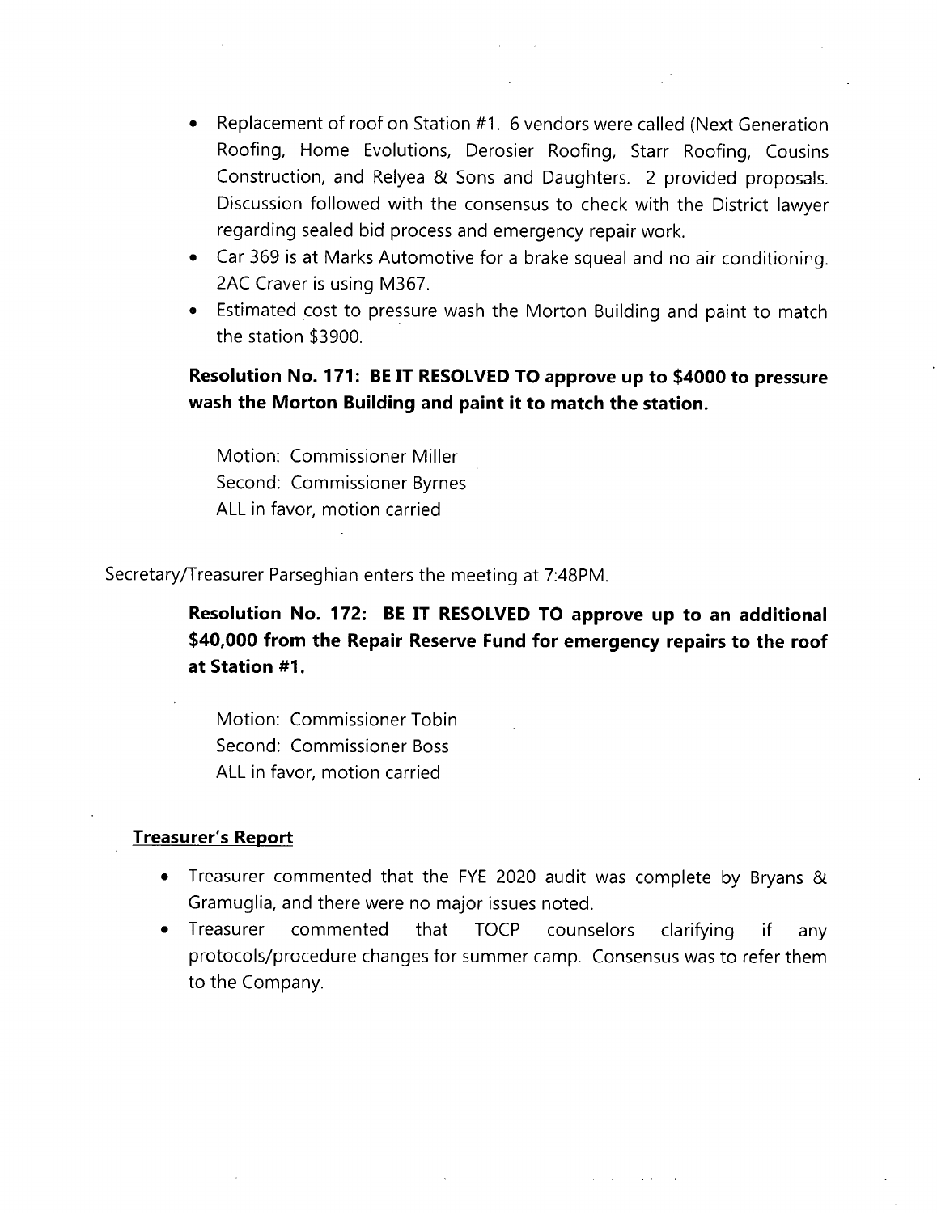- Replacement of roof on Station #1. 6 vendors were called (Next Generation Roofing, Home Evolutions, Derosier Roofing, Starr Roofing, Cousins Construction, and Relyea & Sons and Daughters. 2 provided proposals. Discussion followed with the consensus to check with the District lawyer regarding sealed bid process and emergency repair work.
- Car 369 is at Marks Automotive for a brake squeal and no air conditioning. 2AC Craver is using M367.
- Estimated cost to pressure wash the Morton Building and paint to match the station $3900.

**Resolution No. 171: BE IT RESOLVED TO approve up to $4000 to pressure wash the Morton Building and paint it to match the station.**

Motion: Commissioner Miller
Second: Commissioner Byrnes
ALL in favor, motion carried

Secretary/Treasurer Parseghian enters the meeting at 7:48PM.

**Resolution No. 172: BE IT RESOLVED TO approve up to an additional $40,000 from the Repair Reserve Fund for emergency repairs to the roof at Station #1.**

Motion: Commissioner Tobin
Second: Commissioner Boss
ALL in favor, motion carried

**Treasurer's Report**

- Treasurer commented that the FYE 2020 audit was complete by Bryans & Gramuglia, and there were no major issues noted.
- Treasurer commented that TOCP counselors clarifying if any protocols/procedure changes for summer camp. Consensus was to refer them to the Company.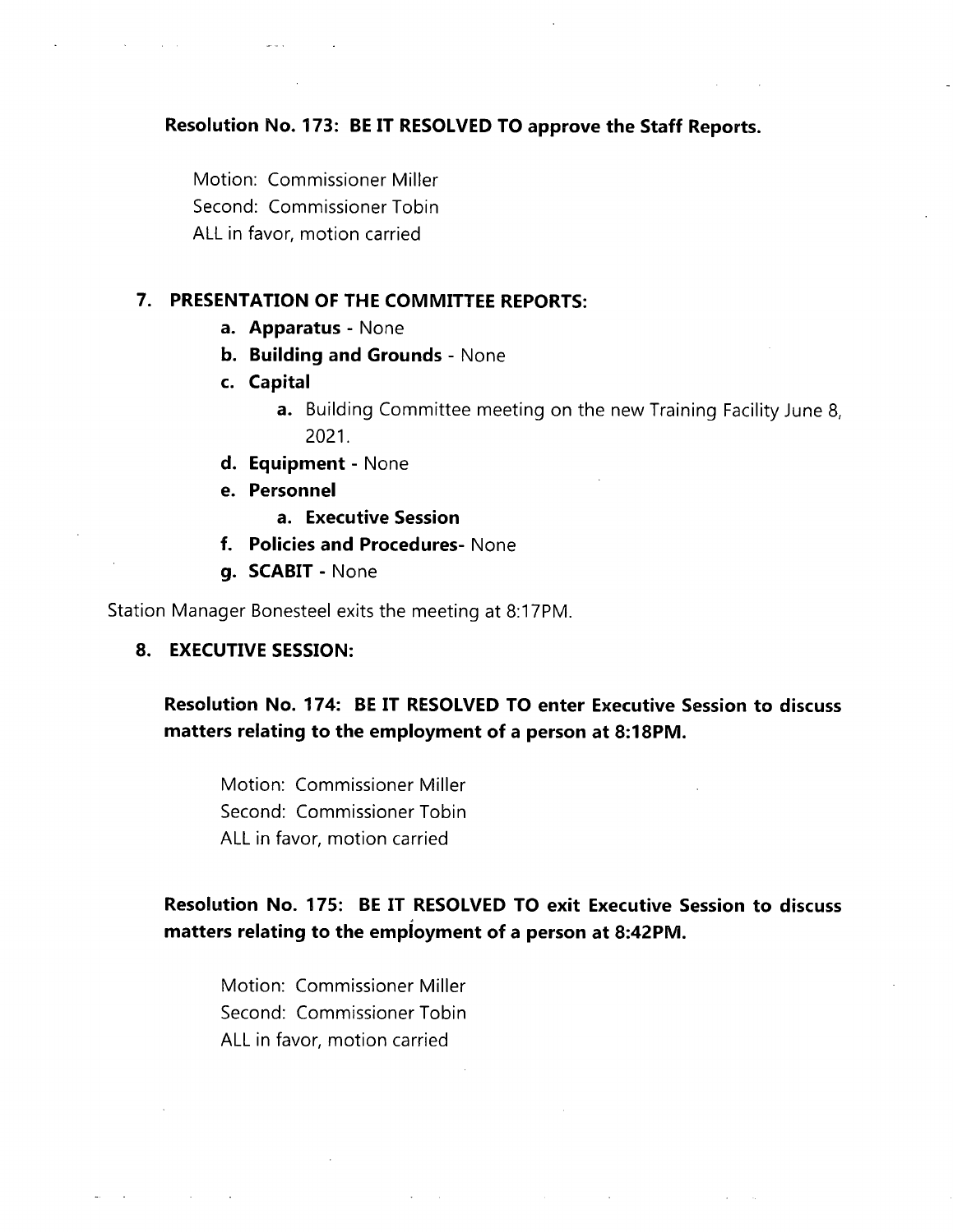**Resolution No. 173: BE IT RESOLVED TO approve the Staff Reports.**

Motion: Commissioner Miller
Second: Commissioner Tobin
ALL in favor, motion carried

7. **PRESENTATION OF THE COMMITTEE REPORTS:**
   a. **Apparatus** - None
   b. **Building and Grounds** - None
   c. **Capital**
      a. Building Committee meeting on the new Training Facility June 8, 2021.
   d. **Equipment** - None
   e. **Personnel**
      a. **Executive Session**
   f. **Policies and Procedures-** None
   g. **SCABIT** - None

Station Manager Bonesteel exits the meeting at 8:17PM.

8. **EXECUTIVE SESSION:**

**Resolution No. 174: BE IT RESOLVED TO enter Executive Session to discuss matters relating to the employment of a person at 8:18PM.**

Motion: Commissioner Miller
Second: Commissioner Tobin
ALL in favor, motion carried

**Resolution No. 175: BE IT RESOLVED TO exit Executive Session to discuss matters relating to the employment of a person at 8:42PM.**

Motion: Commissioner Miller
Second: Commissioner Tobin
ALL in favor, motion carried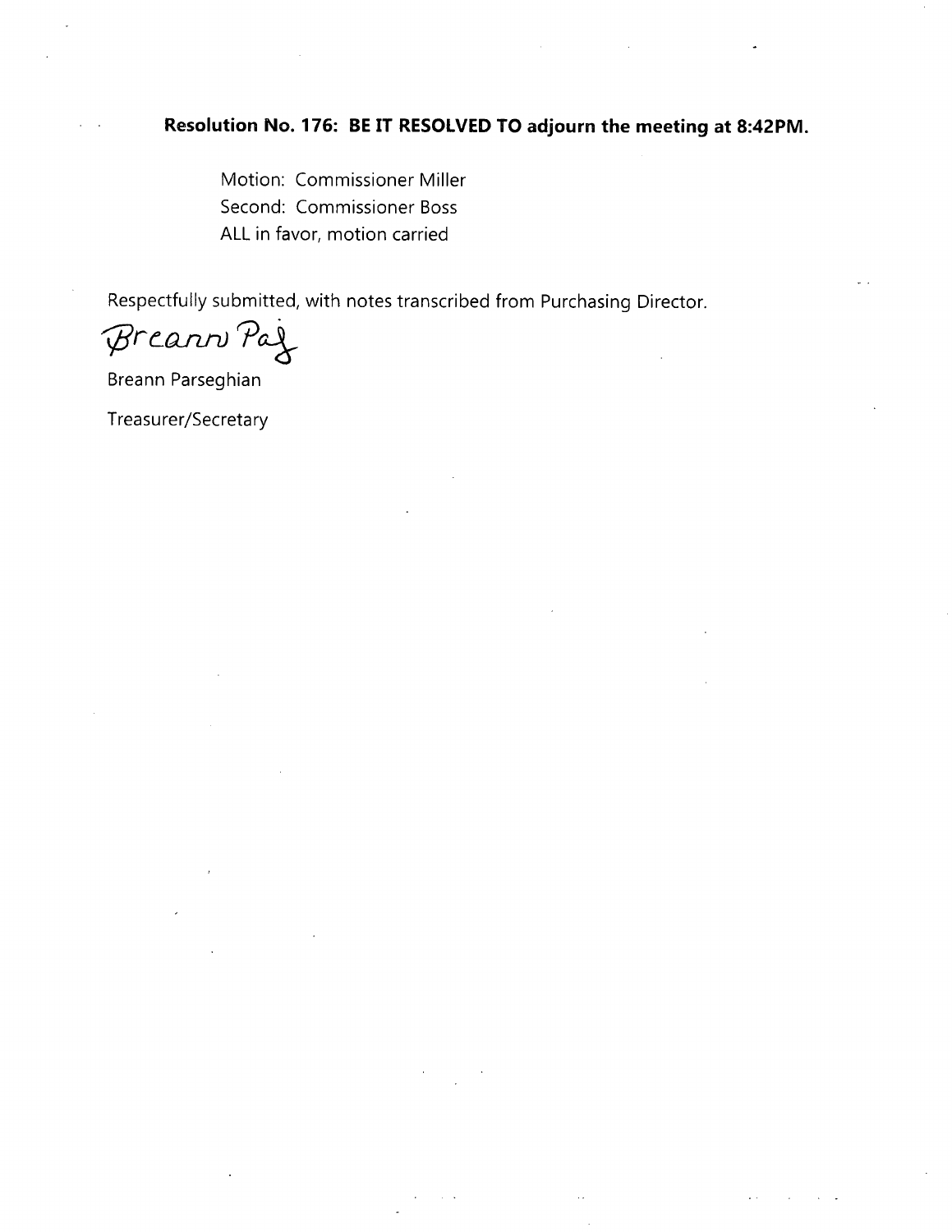**Resolution No. 176: BE IT RESOLVED TO adjourn the meeting at 8:42PM.**

Motion: Commissioner Miller
Second: Commissioner Boss
ALL in favor, motion carried

Respectfully submitted, with notes transcribed from Purchasing Director.

Breann Paz

Breann Parseghian

Treasurer/Secretary